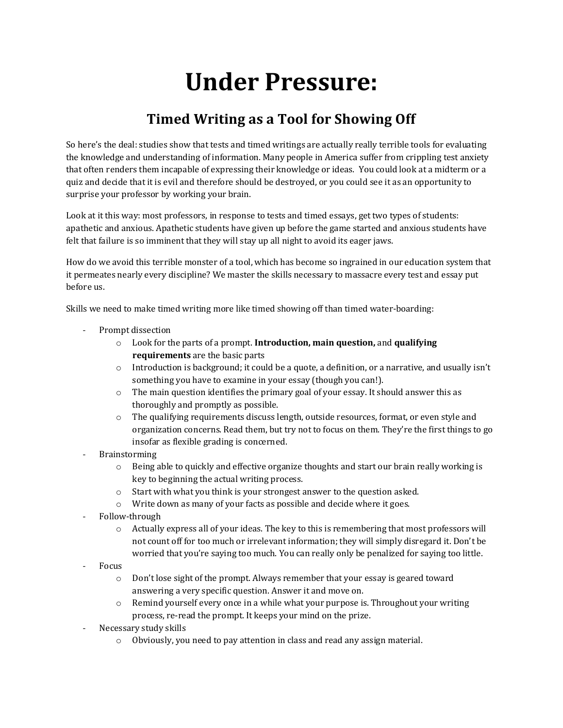# Under Pressure:

## Timed Writing as a Tool for Showing Off

So here's the deal: studies show that tests and timed writings are actually really terrible tools for evaluating the knowledge and understanding of information. Many people in America suffer from crippling test anxiety that often renders them incapable of expressing their knowledge or ideas. You could look at a midterm or a quiz and decide that it is evil and therefore should be destroyed, or you could see it as an opportunity to surprise your professor by working your brain.

Look at it this way: most professors, in response to tests and timed essays, get two types of students: apathetic and anxious. Apathetic students have given up before the game started and anxious students have felt that failure is so imminent that they will stay up all night to avoid its eager jaws.

How do we avoid this terrible monster of a tool, which has become so ingrained in our education system that it permeates nearly every discipline? We master the skills necessary to massacre every test and essay put before us.

Skills we need to make timed writing more like timed showing off than timed water-boarding:

- Prompt dissection
  - Look for the parts of a prompt. **Introduction, main question,** and **qualifying requirements** are the basic parts
  - Introduction is background; it could be a quote, a definition, or a narrative, and usually isn't something you have to examine in your essay (though you can!).
  - The main question identifies the primary goal of your essay. It should answer this as thoroughly and promptly as possible.
  - The qualifying requirements discuss length, outside resources, format, or even style and organization concerns. Read them, but try not to focus on them. They're the first things to go insofar as flexible grading is concerned.
- Brainstorming
  - Being able to quickly and effective organize thoughts and start our brain really working is key to beginning the actual writing process.
  - Start with what you think is your strongest answer to the question asked.
  - Write down as many of your facts as possible and decide where it goes.
- Follow-through
  - Actually express all of your ideas. The key to this is remembering that most professors will not count off for too much or irrelevant information; they will simply disregard it. Don't be worried that you're saying too much. You can really only be penalized for saying too little.
- Focus
  - Don't lose sight of the prompt. Always remember that your essay is geared toward answering a very specific question. Answer it and move on.
  - Remind yourself every once in a while what your purpose is. Throughout your writing process, re-read the prompt. It keeps your mind on the prize.
- Necessary study skills
  - Obviously, you need to pay attention in class and read any assign material.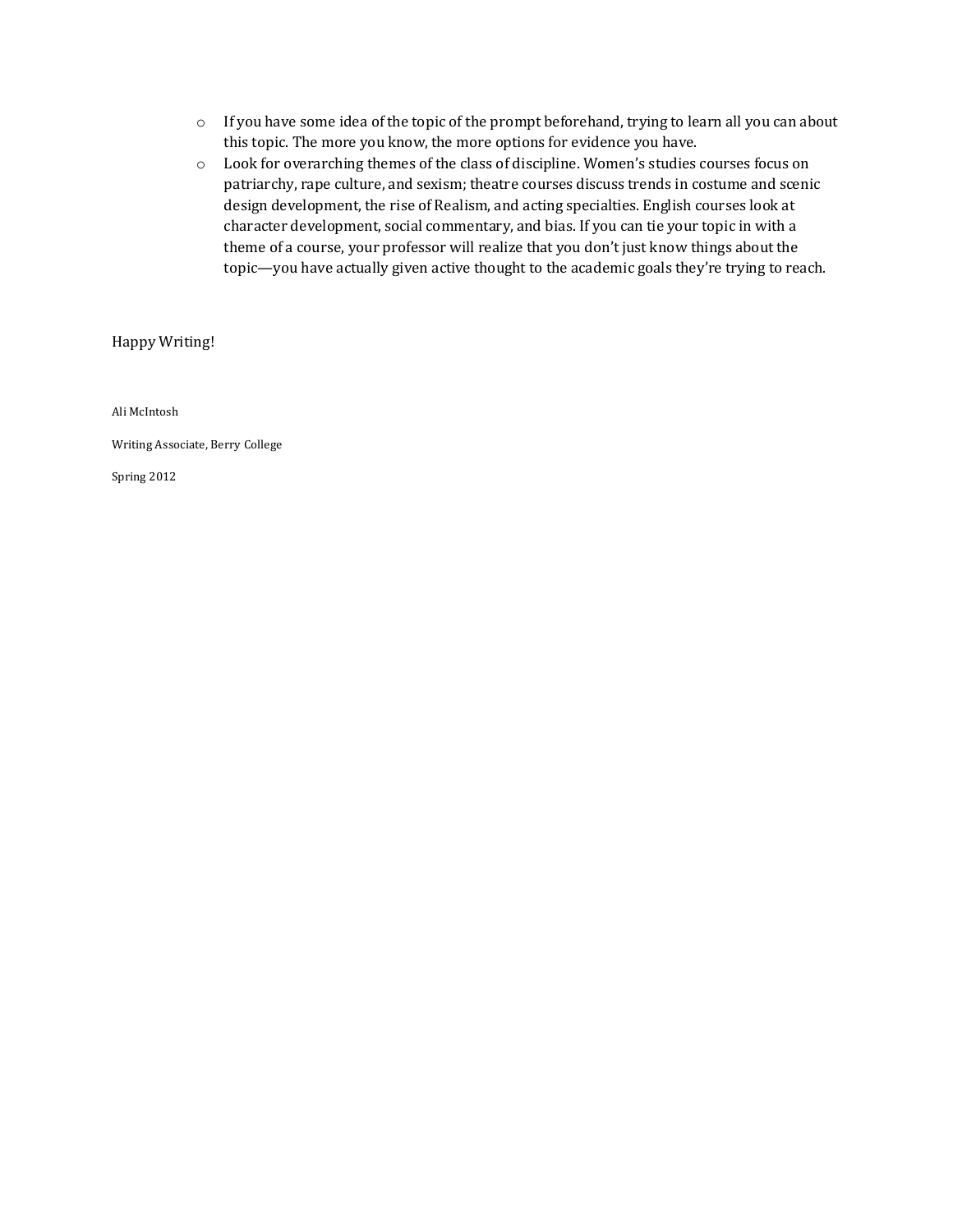- If you have some idea of the topic of the prompt beforehand, trying to learn all you can about this topic. The more you know, the more options for evidence you have.
- Look for overarching themes of the class of discipline. Women's studies courses focus on patriarchy, rape culture, and sexism; theatre courses discuss trends in costume and scenic design development, the rise of Realism, and acting specialties. English courses look at character development, social commentary, and bias. If you can tie your topic in with a theme of a course, your professor will realize that you don't just know things about the topic—you have actually given active thought to the academic goals they're trying to reach.

Happy Writing!

Ali McIntosh

Writing Associate, Berry College

Spring 2012